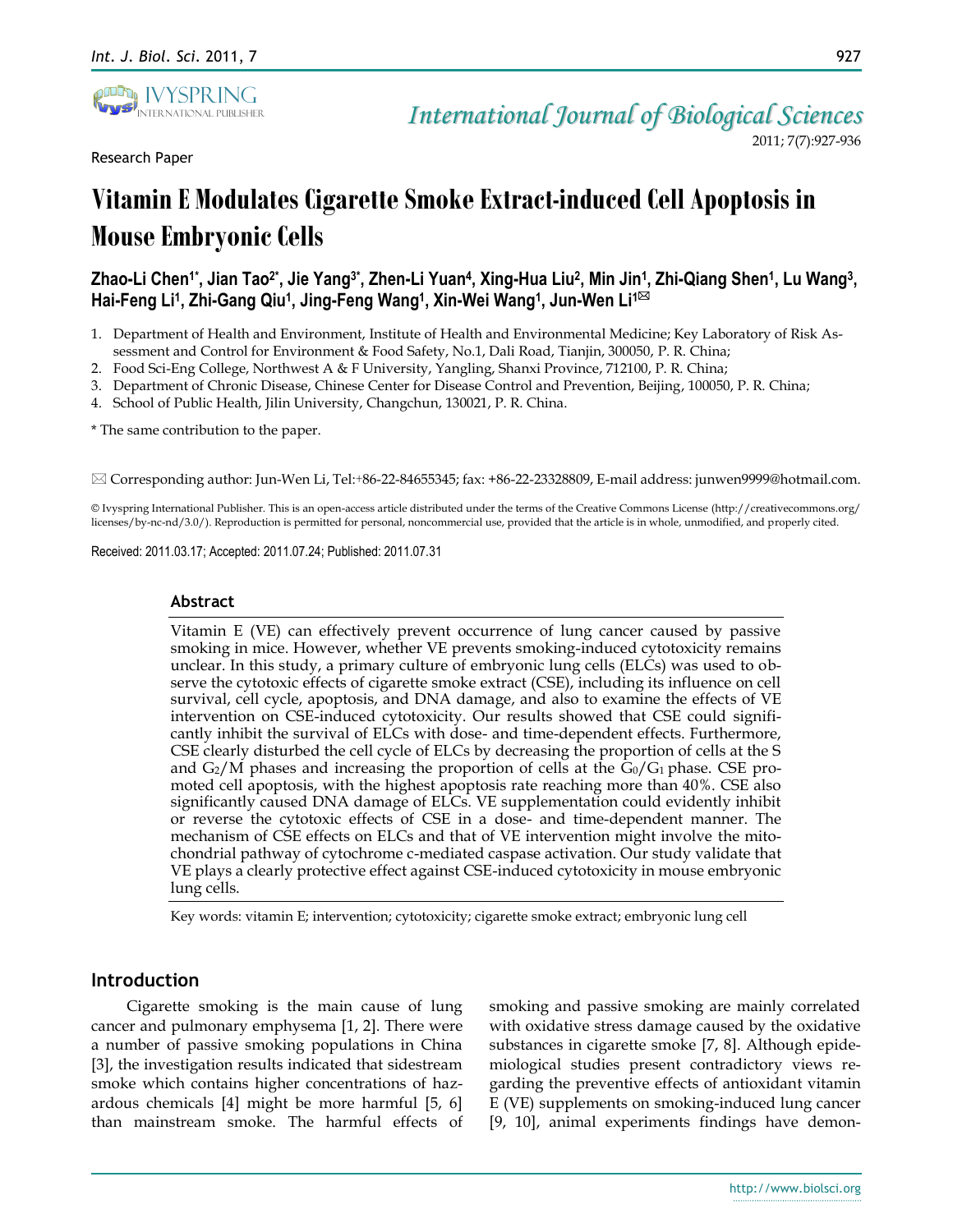Research Paper

# Vitamin E Modulates Cigarette Smoke Extract-induced Cell Apoptosis in Mouse Embryonic Cells

**Zhao-Li Chen[1*], Jian Tao[2*], Jie Yang[3*], Zhen-Li Yuan[4], Xing-Hua Liu[2], Min Jin[1], Zhi-Qiang Shen[1], Lu Wang[3], Hai-Feng Li[1], Zhi-Gang Qiu[1], Jing-Feng Wang[1], Xin-Wei Wang[1], Jun-Wen Li[1]✉**

1. Department of Health and Environment, Institute of Health and Environmental Medicine; Key Laboratory of Risk Assessment and Control for Environment & Food Safety, No.1, Dali Road, Tianjin, 300050, P. R. China;
2. Food Sci-Eng College, Northwest A & F University, Yangling, Shanxi Province, 712100, P. R. China;
3. Department of Chronic Disease, Chinese Center for Disease Control and Prevention, Beijing, 100050, P. R. China;
4. School of Public Health, Jilin University, Changchun, 130021, P. R. China.

\* The same contribution to the paper.

✉ Corresponding author: Jun-Wen Li, Tel:+86-22-84655345; fax: +86-22-23328809, E-mail address: junwen9999@hotmail.com.

© Ivyspring International Publisher. This is an open-access article distributed under the terms of the Creative Commons License (http://creativecommons.org/licenses/by-nc-nd/3.0/). Reproduction is permitted for personal, noncommercial use, provided that the article is in whole, unmodified, and properly cited.

Received: 2011.03.17; Accepted: 2011.07.24; Published: 2011.07.31

## Abstract

Vitamin E (VE) can effectively prevent occurrence of lung cancer caused by passive smoking in mice. However, whether VE prevents smoking-induced cytotoxicity remains unclear. In this study, a primary culture of embryonic lung cells (ELCs) was used to observe the cytotoxic effects of cigarette smoke extract (CSE), including its influence on cell survival, cell cycle, apoptosis, and DNA damage, and also to examine the effects of VE intervention on CSE-induced cytotoxicity. Our results showed that CSE could significantly inhibit the survival of ELCs with dose- and time-dependent effects. Furthermore, CSE clearly disturbed the cell cycle of ELCs by decreasing the proportion of cells at the S and $G_2/M$ phases and increasing the proportion of cells at the $G_0/G_1$ phase. CSE promoted cell apoptosis, with the highest apoptosis rate reaching more than 40%. CSE also significantly caused DNA damage of ELCs. VE supplementation could evidently inhibit or reverse the cytotoxic effects of CSE in a dose- and time-dependent manner. The mechanism of CSE effects on ELCs and that of VE intervention might involve the mitochondrial pathway of cytochrome c-mediated caspase activation. Our study validate that VE plays a clearly protective effect against CSE-induced cytotoxicity in mouse embryonic lung cells.

Key words: vitamin E; intervention; cytotoxicity; cigarette smoke extract; embryonic lung cell

## Introduction

Cigarette smoking is the main cause of lung cancer and pulmonary emphysema [1, 2]. There were a number of passive smoking populations in China [3], the investigation results indicated that sidestream smoke which contains higher concentrations of hazardous chemicals [4] might be more harmful [5, 6] than mainstream smoke. The harmful effects of smoking and passive smoking are mainly correlated with oxidative stress damage caused by the oxidative substances in cigarette smoke [7, 8]. Although epidemiological studies present contradictory views regarding the preventive effects of antioxidant vitamin E (VE) supplements on smoking-induced lung cancer [9, 10], animal experiments findings have demon-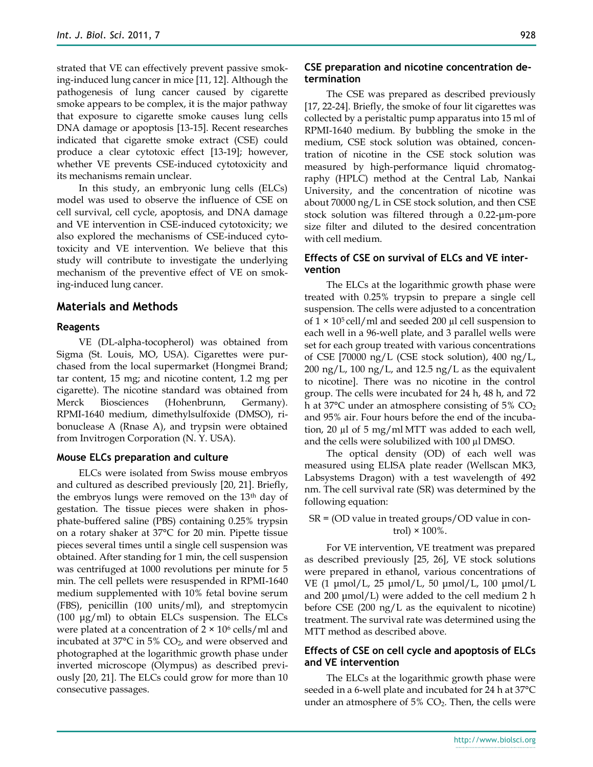strated that VE can effectively prevent passive smoking-induced lung cancer in mice [11, 12]. Although the pathogenesis of lung cancer caused by cigarette smoke appears to be complex, it is the major pathway that exposure to cigarette smoke causes lung cells DNA damage or apoptosis [13-15]. Recent researches indicated that cigarette smoke extract (CSE) could produce a clear cytotoxic effect [13-19]; however, whether VE prevents CSE-induced cytotoxicity and its mechanisms remain unclear.

In this study, an embryonic lung cells (ELCs) model was used to observe the influence of CSE on cell survival, cell cycle, apoptosis, and DNA damage and VE intervention in CSE-induced cytotoxicity; we also explored the mechanisms of CSE-induced cytotoxicity and VE intervention. We believe that this study will contribute to investigate the underlying mechanism of the preventive effect of VE on smoking-induced lung cancer.

## Materials and Methods

### Reagents

VE (DL-alpha-tocopherol) was obtained from Sigma (St. Louis, MO, USA). Cigarettes were purchased from the local supermarket (Hongmei Brand; tar content, 15 mg; and nicotine content, 1.2 mg per cigarette). The nicotine standard was obtained from Merck Biosciences (Hohenbrunn, Germany). RPMI-1640 medium, dimethylsulfoxide (DMSO), ribonuclease A (Rnase A), and trypsin were obtained from Invitrogen Corporation (N. Y. USA).

### Mouse ELCs preparation and culture

ELCs were isolated from Swiss mouse embryos and cultured as described previously [20, 21]. Briefly, the embryos lungs were removed on the 13th day of gestation. The tissue pieces were shaken in phosphate-buffered saline (PBS) containing 0.25% trypsin on a rotary shaker at 37°C for 20 min. Pipette tissue pieces several times until a single cell suspension was obtained. After standing for 1 min, the cell suspension was centrifuged at 1000 revolutions per minute for 5 min. The cell pellets were resuspended in RPMI-1640 medium supplemented with 10% fetal bovine serum (FBS), penicillin (100 units/ml), and streptomycin (100 μg/ml) to obtain ELCs suspension. The ELCs were plated at a concentration of $2 \times 10^6$ cells/ml and incubated at 37°C in 5% $CO_2$, and were observed and photographed at the logarithmic growth phase under inverted microscope (Olympus) as described previously [20, 21]. The ELCs could grow for more than 10 consecutive passages.

### CSE preparation and nicotine concentration determination

The CSE was prepared as described previously [17, 22-24]. Briefly, the smoke of four lit cigarettes was collected by a peristaltic pump apparatus into 15 ml of RPMI-1640 medium. By bubbling the smoke in the medium, CSE stock solution was obtained, concentration of nicotine in the CSE stock solution was measured by high-performance liquid chromatography (HPLC) method at the Central Lab, Nankai University, and the concentration of nicotine was about 70000 ng/L in CSE stock solution, and then CSE stock solution was filtered through a 0.22-μm-pore size filter and diluted to the desired concentration with cell medium.

### Effects of CSE on survival of ELCs and VE intervention

The ELCs at the logarithmic growth phase were treated with 0.25% trypsin to prepare a single cell suspension. The cells were adjusted to a concentration of $1 \times 10^5$ cell/ml and seeded 200 μl cell suspension to each well in a 96-well plate, and 3 parallel wells were set for each group treated with various concentrations of CSE [70000 ng/L (CSE stock solution), 400 ng/L, 200 ng/L, 100 ng/L, and 12.5 ng/L as the equivalent to nicotine]. There was no nicotine in the control group. The cells were incubated for 24 h, 48 h, and 72 h at 37°C under an atmosphere consisting of 5% $CO_2$ and 95% air. Four hours before the end of the incubation, 20 μl of 5 mg/ml MTT was added to each well, and the cells were solubilized with 100 μl DMSO.

The optical density (OD) of each well was measured using ELISA plate reader (Wellscan MK3, Labsystems Dragon) with a test wavelength of 492 nm. The cell survival rate (SR) was determined by the following equation:

$$SR = (\text{OD value in treated groups}/\text{OD value in control}) \times 100\%.$$

For VE intervention, VE treatment was prepared as described previously [25, 26], VE stock solutions were prepared in ethanol, various concentrations of VE (1 μmol/L, 25 μmol/L, 50 μmol/L, 100 μmol/L and 200 μmol/L) were added to the cell medium 2 h before CSE (200 ng/L as the equivalent to nicotine) treatment. The survival rate was determined using the MTT method as described above.

### Effects of CSE on cell cycle and apoptosis of ELCs and VE intervention

The ELCs at the logarithmic growth phase were seeded in a 6-well plate and incubated for 24 h at 37°C under an atmosphere of 5% $CO_2$. Then, the cells were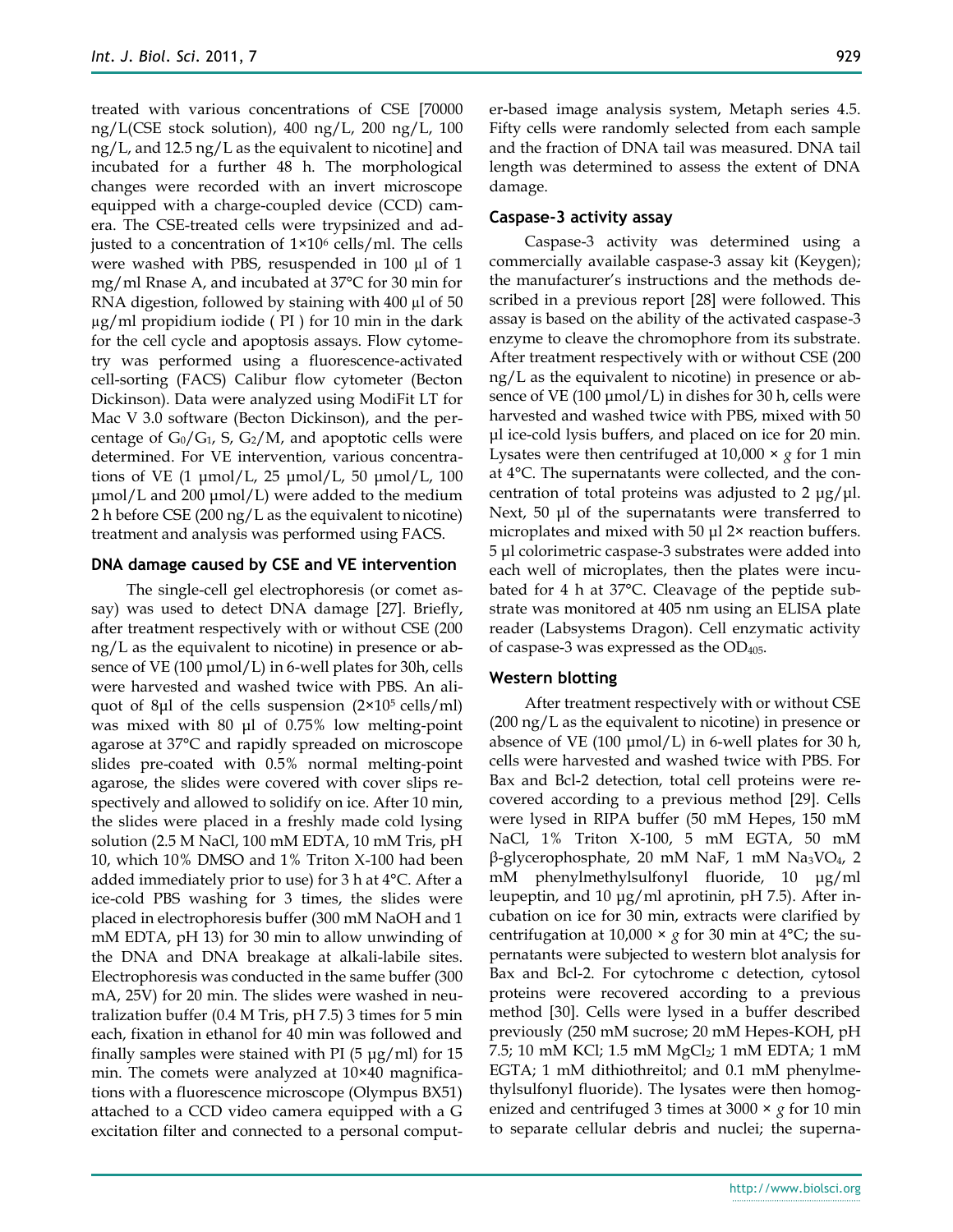treated with various concentrations of CSE [70000 ng/L(CSE stock solution), 400 ng/L, 200 ng/L, 100 ng/L, and 12.5 ng/L as the equivalent to nicotine] and incubated for a further 48 h. The morphological changes were recorded with an invert microscope equipped with a charge-coupled device (CCD) camera. The CSE-treated cells were trypsinized and adjusted to a concentration of $1\times10^6$ cells/ml. The cells were washed with PBS, resuspended in 100 µl of 1 mg/ml Rnase A, and incubated at 37°C for 30 min for RNA digestion, followed by staining with 400 µl of 50 µg/ml propidium iodide ( PI ) for 10 min in the dark for the cell cycle and apoptosis assays. Flow cytometry was performed using a fluorescence-activated cell-sorting (FACS) Calibur flow cytometer (Becton Dickinson). Data were analyzed using ModiFit LT for Mac V 3.0 software (Becton Dickinson), and the percentage of $G_0/G_1$, S, $G_2/M$, and apoptotic cells were determined. For VE intervention, various concentrations of VE (1 µmol/L, 25 µmol/L, 50 µmol/L, 100 µmol/L and 200 µmol/L) were added to the medium 2 h before CSE (200 ng/L as the equivalent to nicotine) treatment and analysis was performed using FACS.

### DNA damage caused by CSE and VE intervention

The single-cell gel electrophoresis (or comet assay) was used to detect DNA damage [27]. Briefly, after treatment respectively with or without CSE (200 ng/L as the equivalent to nicotine) in presence or absence of VE (100 µmol/L) in 6-well plates for 30h, cells were harvested and washed twice with PBS. An aliquot of 8µl of the cells suspension ($2\times10^5$ cells/ml) was mixed with 80 µl of 0.75% low melting-point agarose at 37°C and rapidly spreaded on microscope slides pre-coated with 0.5% normal melting-point agarose, the slides were covered with cover slips respectively and allowed to solidify on ice. After 10 min, the slides were placed in a freshly made cold lysing solution (2.5 M NaCl, 100 mM EDTA, 10 mM Tris, pH 10, which 10% DMSO and 1% Triton X-100 had been added immediately prior to use) for 3 h at 4°C. After a ice-cold PBS washing for 3 times, the slides were placed in electrophoresis buffer (300 mM NaOH and 1 mM EDTA, pH 13) for 30 min to allow unwinding of the DNA and DNA breakage at alkali-labile sites. Electrophoresis was conducted in the same buffer (300 mA, 25V) for 20 min. The slides were washed in neutralization buffer (0.4 M Tris, pH 7.5) 3 times for 5 min each, fixation in ethanol for 40 min was followed and finally samples were stained with PI (5 µg/ml) for 15 min. The comets were analyzed at 10×40 magnifications with a fluorescence microscope (Olympus BX51) attached to a CCD video camera equipped with a G excitation filter and connected to a personal computer-based image analysis system, Metaph series 4.5. Fifty cells were randomly selected from each sample and the fraction of DNA tail was measured. DNA tail length was determined to assess the extent of DNA damage.

### Caspase-3 activity assay

Caspase-3 activity was determined using a commercially available caspase-3 assay kit (Keygen); the manufacturer's instructions and the methods described in a previous report [28] were followed. This assay is based on the ability of the activated caspase-3 enzyme to cleave the chromophore from its substrate. After treatment respectively with or without CSE (200 ng/L as the equivalent to nicotine) in presence or absence of VE (100 µmol/L) in dishes for 30 h, cells were harvested and washed twice with PBS, mixed with 50 µl ice-cold lysis buffers, and placed on ice for 20 min. Lysates were then centrifuged at 10,000 × *g* for 1 min at 4°C. The supernatants were collected, and the concentration of total proteins was adjusted to 2 µg/µl. Next, 50 µl of the supernatants were transferred to microplates and mixed with 50 µl 2× reaction buffers. 5 µl colorimetric caspase-3 substrates were added into each well of microplates, then the plates were incubated for 4 h at 37°C. Cleavage of the peptide substrate was monitored at 405 nm using an ELISA plate reader (Labsystems Dragon). Cell enzymatic activity of caspase-3 was expressed as the $OD_{405}$.

### Western blotting

After treatment respectively with or without CSE (200 ng/L as the equivalent to nicotine) in presence or absence of VE (100 µmol/L) in 6-well plates for 30 h, cells were harvested and washed twice with PBS. For Bax and Bcl-2 detection, total cell proteins were recovered according to a previous method [29]. Cells were lysed in RIPA buffer (50 mM Hepes, 150 mM NaCl, 1% Triton X-100, 5 mM EGTA, 50 mM β-glycerophosphate, 20 mM NaF, 1 mM $Na_3VO_4$, 2 mM phenylmethylsulfonyl fluoride, 10 µg/ml leupeptin, and 10 µg/ml aprotinin, pH 7.5). After incubation on ice for 30 min, extracts were clarified by centrifugation at 10,000 × *g* for 30 min at 4°C; the supernatants were subjected to western blot analysis for Bax and Bcl-2. For cytochrome c detection, cytosol proteins were recovered according to a previous method [30]. Cells were lysed in a buffer described previously (250 mM sucrose; 20 mM Hepes-KOH, pH 7.5; 10 mM KCl; 1.5 mM $MgCl_2$; 1 mM EDTA; 1 mM EGTA; 1 mM dithiothreitol; and 0.1 mM phenylmethylsulfonyl fluoride). The lysates were then homogenized and centrifuged 3 times at 3000 × *g* for 10 min to separate cellular debris and nuclei; the superna-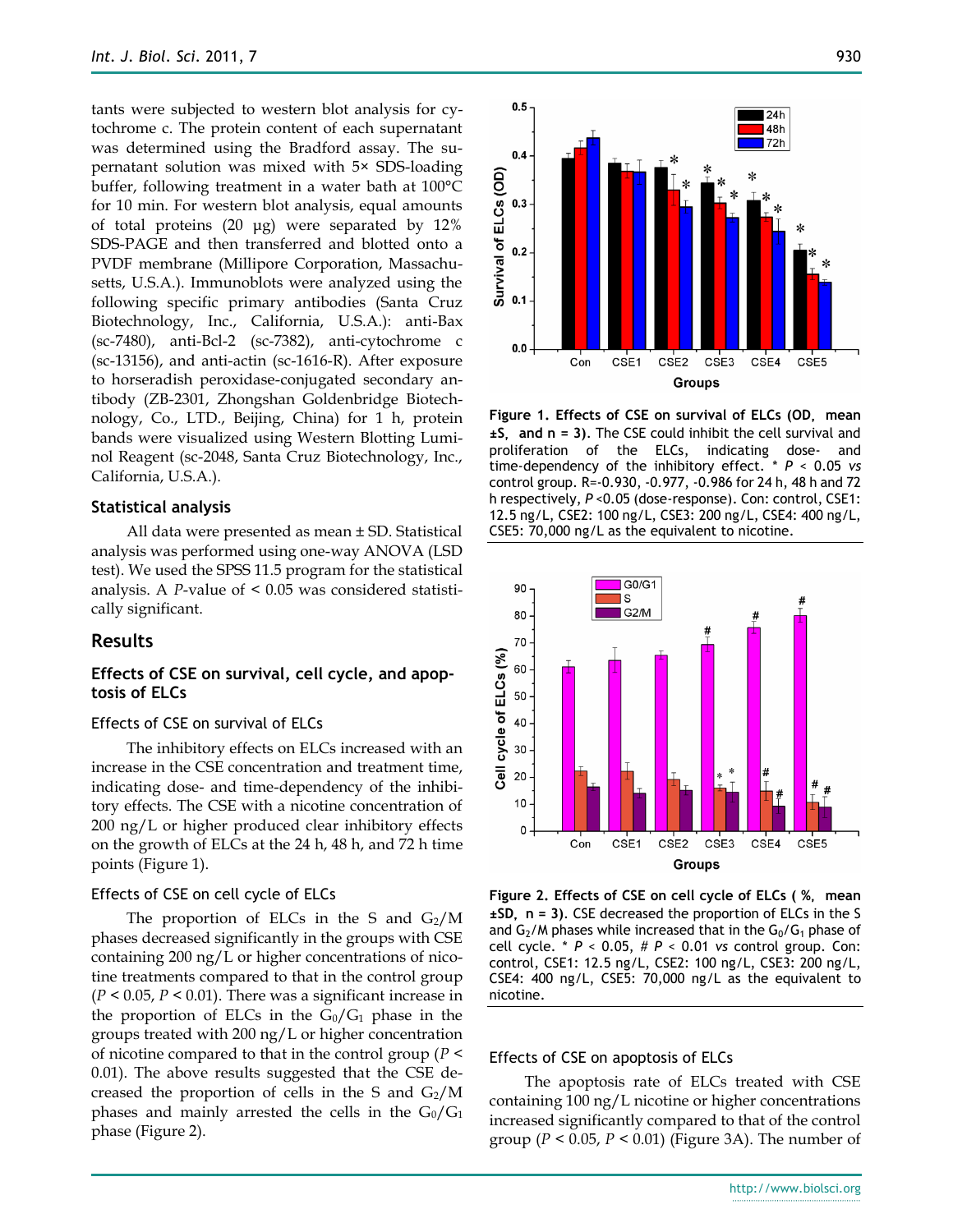tants were subjected to western blot analysis for cytochrome c. The protein content of each supernatant was determined using the Bradford assay. The supernatant solution was mixed with 5× SDS-loading buffer, following treatment in a water bath at 100°C for 10 min. For western blot analysis, equal amounts of total proteins (20 μg) were separated by 12% SDS-PAGE and then transferred and blotted onto a PVDF membrane (Millipore Corporation, Massachusetts, U.S.A.). Immunoblots were analyzed using the following specific primary antibodies (Santa Cruz Biotechnology, Inc., California, U.S.A.): anti-Bax (sc-7480), anti-Bcl-2 (sc-7382), anti-cytochrome c (sc-13156), and anti-actin (sc-1616-R). After exposure to horseradish peroxidase-conjugated secondary antibody (ZB-2301, Zhongshan Goldenbridge Biotechnology, Co., LTD., Beijing, China) for 1 h, protein bands were visualized using Western Blotting Luminol Reagent (sc-2048, Santa Cruz Biotechnology, Inc., California, U.S.A.).

### Statistical analysis

All data were presented as mean ± SD. Statistical analysis was performed using one-way ANOVA (LSD test). We used the SPSS 11.5 program for the statistical analysis. A $P$-value of < 0.05 was considered statistically significant.

## Results

### Effects of CSE on survival, cell cycle, and apoptosis of ELCs

#### Effects of CSE on survival of ELCs

The inhibitory effects on ELCs increased with an increase in the CSE concentration and treatment time, indicating dose- and time-dependency of the inhibitory effects. The CSE with a nicotine concentration of 200 ng/L or higher produced clear inhibitory effects on the growth of ELCs at the 24 h, 48 h, and 72 h time points (Figure 1).

**Figure 1. Effects of CSE on survival of ELCs (OD, mean ±S, and n = 3).** The CSE could inhibit the cell survival and proliferation of the ELCs, indicating dose- and time-dependency of the inhibitory effect. * $P < 0.05$ *vs* control group. R=-0.930, -0.977, -0.986 for 24 h, 48 h and 72 h respectively, $P$ <0.05 (dose-response). Con: control, CSE1: 12.5 ng/L, CSE2: 100 ng/L, CSE3: 200 ng/L, CSE4: 400 ng/L, CSE5: 70,000 ng/L as the equivalent to nicotine.

#### Effects of CSE on cell cycle of ELCs

The proportion of ELCs in the S and $G_2$/M phases decreased significantly in the groups with CSE containing 200 ng/L or higher concentrations of nicotine treatments compared to that in the control group ($P < 0.05$, $P < 0.01$). There was a significant increase in the proportion of ELCs in the $G_0/G_1$ phase in the groups treated with 200 ng/L or higher concentration of nicotine compared to that in the control group ($P < 0.01$). The above results suggested that the CSE decreased the proportion of cells in the S and $G_2$/M phases and mainly arrested the cells in the $G_0/G_1$ phase (Figure 2).

**Figure 2. Effects of CSE on cell cycle of ELCs ( %, mean ±SD, n = 3).** CSE decreased the proportion of ELCs in the S and $G_2$/M phases while increased that in the $G_0/G_1$ phase of cell cycle. * $P < 0.05$, # $P < 0.01$ *vs* control group. Con: control, CSE1: 12.5 ng/L, CSE2: 100 ng/L, CSE3: 200 ng/L, CSE4: 400 ng/L, CSE5: 70,000 ng/L as the equivalent to nicotine.

#### Effects of CSE on apoptosis of ELCs

The apoptosis rate of ELCs treated with CSE containing 100 ng/L nicotine or higher concentrations increased significantly compared to that of the control group ($P < 0.05$, $P < 0.01$) (Figure 3A). The number of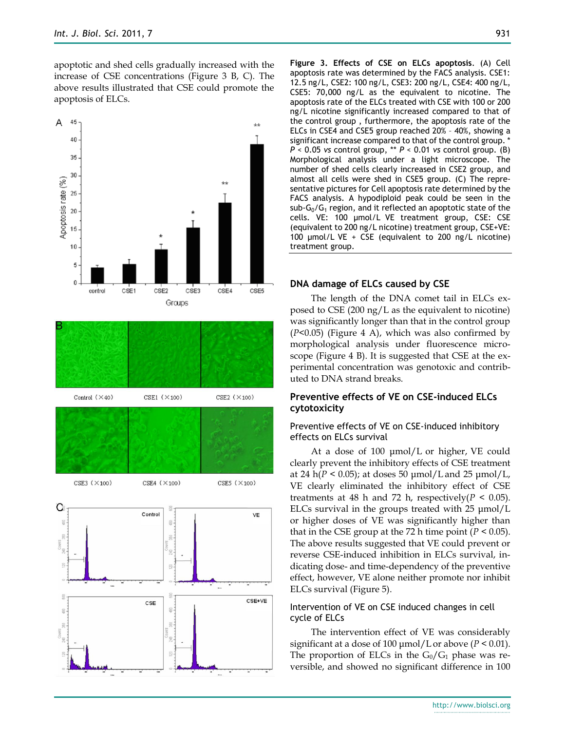apoptotic and shed cells gradually increased with the increase of CSE concentrations (Figure 3 B, C). The above results illustrated that CSE could promote the apoptosis of ELCs.

**Figure 3. Effects of CSE on ELCs apoptosis.** (A) Cell apoptosis rate was determined by the FACS analysis. CSE1: 12.5 ng/L, CSE2: 100 ng/L, CSE3: 200 ng/L, CSE4: 400 ng/L, CSE5: 70,000 ng/L as the equivalent to nicotine. The apoptosis rate of the ELCs treated with CSE with 100 or 200 ng/L nicotine significantly increased compared to that of the control group , furthermore, the apoptosis rate of the ELCs in CSE4 and CSE5 group reached 20% - 40%, showing a significant increase compared to that of the control group. * $P < 0.05$ *vs* control group, ** $P < 0.01$ *vs* control group. (B) Morphological analysis under a light microscope. The number of shed cells clearly increased in CSE2 group, and almost all cells were shed in CSE5 group. (C) The representative pictures for Cell apoptosis rate determined by the FACS analysis. A hypodiploid peak could be seen in the sub-$G_0/G_1$ region, and it reflected an apoptotic state of the cells. VE: 100 μmol/L VE treatment group, CSE: CSE (equivalent to 200 ng/L nicotine) treatment group, CSE+VE: 100 μmol/L VE + CSE (equivalent to 200 ng/L nicotine) treatment group.

### DNA damage of ELCs caused by CSE

The length of the DNA comet tail in ELCs exposed to CSE (200 ng/L as the equivalent to nicotine) was significantly longer than that in the control group ($P<0.05$) (Figure 4 A), which was also confirmed by morphological analysis under fluorescence microscope (Figure 4 B). It is suggested that CSE at the experimental concentration was genotoxic and contributed to DNA strand breaks.

### Preventive effects of VE on CSE-induced ELCs cytotoxicity

#### Preventive effects of VE on CSE-induced inhibitory effects on ELCs survival

At a dose of 100 μmol/L or higher, VE could clearly prevent the inhibitory effects of CSE treatment at 24 h($P < 0.05$); at doses 50 μmol/L and 25 μmol/L, VE clearly eliminated the inhibitory effect of CSE treatments at 48 h and 72 h, respectively($P < 0.05$). ELCs survival in the groups treated with 25 μmol/L or higher doses of VE was significantly higher than that in the CSE group at the 72 h time point ($P < 0.05$). The above results suggested that VE could prevent or reverse CSE-induced inhibition in ELCs survival, indicating dose- and time-dependency of the preventive effect, however, VE alone neither promote nor inhibit ELCs survival (Figure 5).

#### Intervention of VE on CSE induced changes in cell cycle of ELCs

The intervention effect of VE was considerably significant at a dose of 100 μmol/L or above ($P < 0.01$). The proportion of ELCs in the $G_0/G_1$ phase was reversible, and showed no significant difference in 100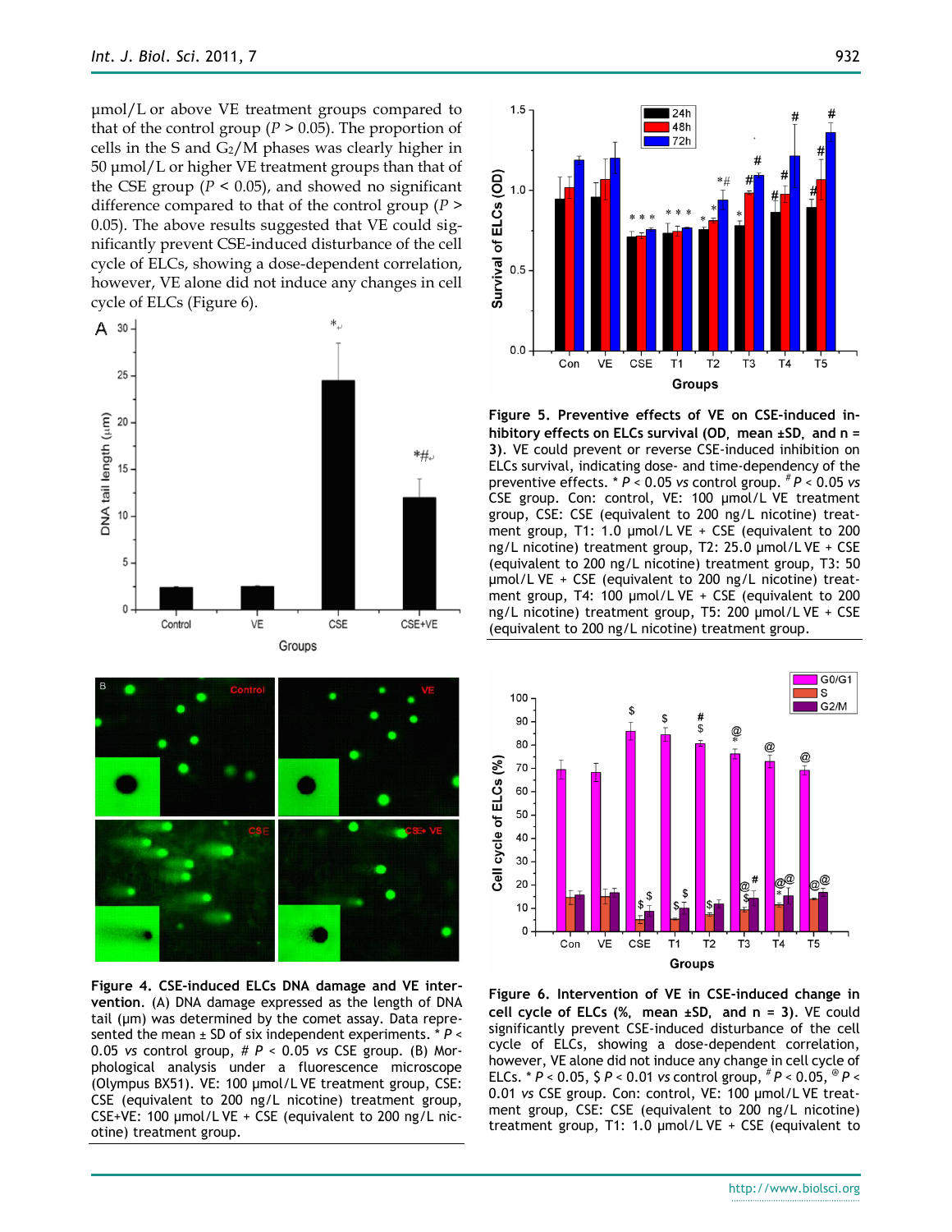μmol/L or above VE treatment groups compared to that of the control group ($P > 0.05$). The proportion of cells in the S and $G_2$/M phases was clearly higher in 50 μmol/L or higher VE treatment groups than that of the CSE group ($P < 0.05$), and showed no significant difference compared to that of the control group ($P > 0.05$). The above results suggested that VE could significantly prevent CSE-induced disturbance of the cell cycle of ELCs, showing a dose-dependent correlation, however, VE alone did not induce any changes in cell cycle of ELCs (Figure 6).

**Figure 4. CSE-induced ELCs DNA damage and VE intervention.** (A) DNA damage expressed as the length of DNA tail (μm) was determined by the comet assay. Data represented the mean ± SD of six independent experiments. * $P < 0.05$ *vs* control group, # $P < 0.05$ *vs* CSE group. (B) Morphological analysis under a fluorescence microscope (Olympus BX51). VE: 100 μmol/L VE treatment group, CSE: CSE (equivalent to 200 ng/L nicotine) treatment group, CSE+VE: 100 μmol/L VE + CSE (equivalent to 200 ng/L nicotine) treatment group.

**Figure 5. Preventive effects of VE on CSE-induced inhibitory effects on ELCs survival (OD, mean ±SD, and n = 3).** VE could prevent or reverse CSE-induced inhibition on ELCs survival, indicating dose- and time-dependency of the preventive effects. * $P < 0.05$ *vs* control group. # $P < 0.05$ *vs* CSE group. Con: control, VE: 100 μmol/L VE treatment group, CSE: CSE (equivalent to 200 ng/L nicotine) treatment group, T1: 1.0 μmol/L VE + CSE (equivalent to 200 ng/L nicotine) treatment group, T2: 25.0 μmol/L VE + CSE (equivalent to 200 ng/L nicotine) treatment group, T3: 50 μmol/L VE + CSE (equivalent to 200 ng/L nicotine) treatment group, T4: 100 μmol/L VE + CSE (equivalent to 200 ng/L nicotine) treatment group, T5: 200 μmol/L VE + CSE (equivalent to 200 ng/L nicotine) treatment group.

**Figure 6. Intervention of VE in CSE-induced change in cell cycle of ELCs (%, mean ±SD, and n = 3).** VE could significantly prevent CSE-induced disturbance of the cell cycle of ELCs, showing a dose-dependent correlation, however, VE alone did not induce any change in cell cycle of ELCs. * $P < 0.05$, \$ $P < 0.01$ *vs* control group, # $P < 0.05$, @ $P < 0.01$ *vs* CSE group. Con: control, VE: 100 μmol/L VE treatment group, CSE: CSE (equivalent to 200 ng/L nicotine) treatment group, T1: 1.0 μmol/L VE + CSE (equivalent to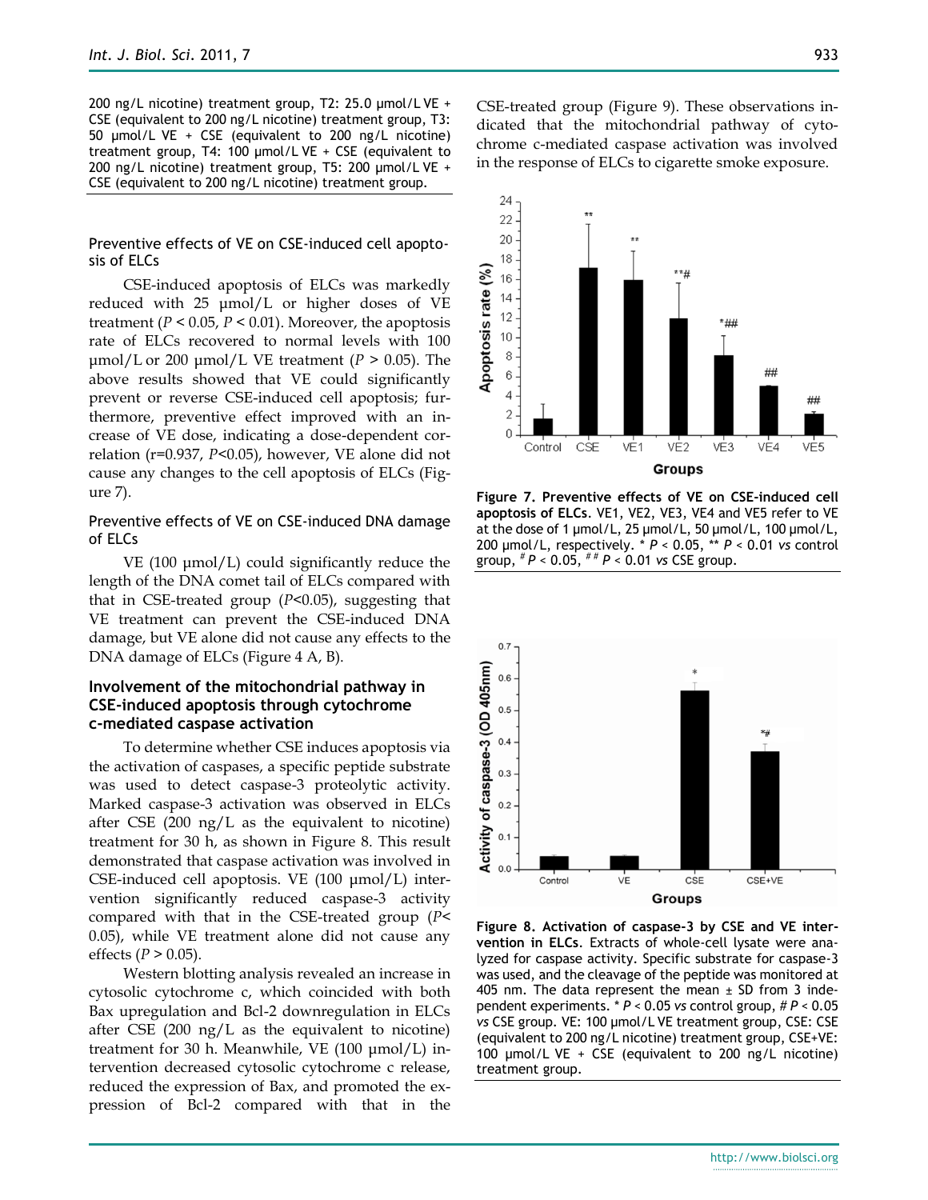200 ng/L nicotine) treatment group, T2: 25.0 μmol/L VE + CSE (equivalent to 200 ng/L nicotine) treatment group, T3: 50 μmol/L VE + CSE (equivalent to 200 ng/L nicotine) treatment group, T4: 100 μmol/L VE + CSE (equivalent to 200 ng/L nicotine) treatment group, T5: 200 μmol/L VE + CSE (equivalent to 200 ng/L nicotine) treatment group.

### Preventive effects of VE on CSE-induced cell apoptosis of ELCs

CSE-induced apoptosis of ELCs was markedly reduced with 25 μmol/L or higher doses of VE treatment ($P < 0.05$, $P < 0.01$). Moreover, the apoptosis rate of ELCs recovered to normal levels with 100 μmol/L or 200 μmol/L VE treatment ($P > 0.05$). The above results showed that VE could significantly prevent or reverse CSE-induced cell apoptosis; furthermore, preventive effect improved with an increase of VE dose, indicating a dose-dependent correlation (r=0.937, $P<0.05$), however, VE alone did not cause any changes to the cell apoptosis of ELCs (Figure 7).

### Preventive effects of VE on CSE-induced DNA damage of ELCs

VE (100 μmol/L) could significantly reduce the length of the DNA comet tail of ELCs compared with that in CSE-treated group ($P<0.05$), suggesting that VE treatment can prevent the CSE-induced DNA damage, but VE alone did not cause any effects to the DNA damage of ELCs (Figure 4 A, B).

## Involvement of the mitochondrial pathway in CSE-induced apoptosis through cytochrome c-mediated caspase activation

To determine whether CSE induces apoptosis via the activation of caspases, a specific peptide substrate was used to detect caspase-3 proteolytic activity. Marked caspase-3 activation was observed in ELCs after CSE (200 ng/L as the equivalent to nicotine) treatment for 30 h, as shown in Figure 8. This result demonstrated that caspase activation was involved in CSE-induced cell apoptosis. VE (100 μmol/L) intervention significantly reduced caspase-3 activity compared with that in the CSE-treated group ($P< 0.05$), while VE treatment alone did not cause any effects ($P > 0.05$).

Western blotting analysis revealed an increase in cytosolic cytochrome c, which coincided with both Bax upregulation and Bcl-2 downregulation in ELCs after CSE (200 ng/L as the equivalent to nicotine) treatment for 30 h. Meanwhile, VE (100 μmol/L) intervention decreased cytosolic cytochrome c release, reduced the expression of Bax, and promoted the expression of Bcl-2 compared with that in the CSE-treated group (Figure 9). These observations indicated that the mitochondrial pathway of cytochrome c-mediated caspase activation was involved in the response of ELCs to cigarette smoke exposure.

**Figure 7. Preventive effects of VE on CSE-induced cell apoptosis of ELCs**. VE1, VE2, VE3, VE4 and VE5 refer to VE at the dose of 1 μmol/L, 25 μmol/L, 50 μmol/L, 100 μmol/L, 200 μmol/L, respectively. * $P < 0.05$, ** $P < 0.01$ *vs* control group, # $P < 0.05$, ## $P < 0.01$ *vs* CSE group.

**Figure 8. Activation of caspase-3 by CSE and VE intervention in ELCs**. Extracts of whole-cell lysate were analyzed for caspase activity. Specific substrate for caspase-3 was used, and the cleavage of the peptide was monitored at 405 nm. The data represent the mean ± SD from 3 independent experiments. * $P < 0.05$ *vs* control group, # $P < 0.05$ *vs* CSE group. VE: 100 μmol/L VE treatment group, CSE: CSE (equivalent to 200 ng/L nicotine) treatment group, CSE+VE: 100 μmol/L VE + CSE (equivalent to 200 ng/L nicotine) treatment group.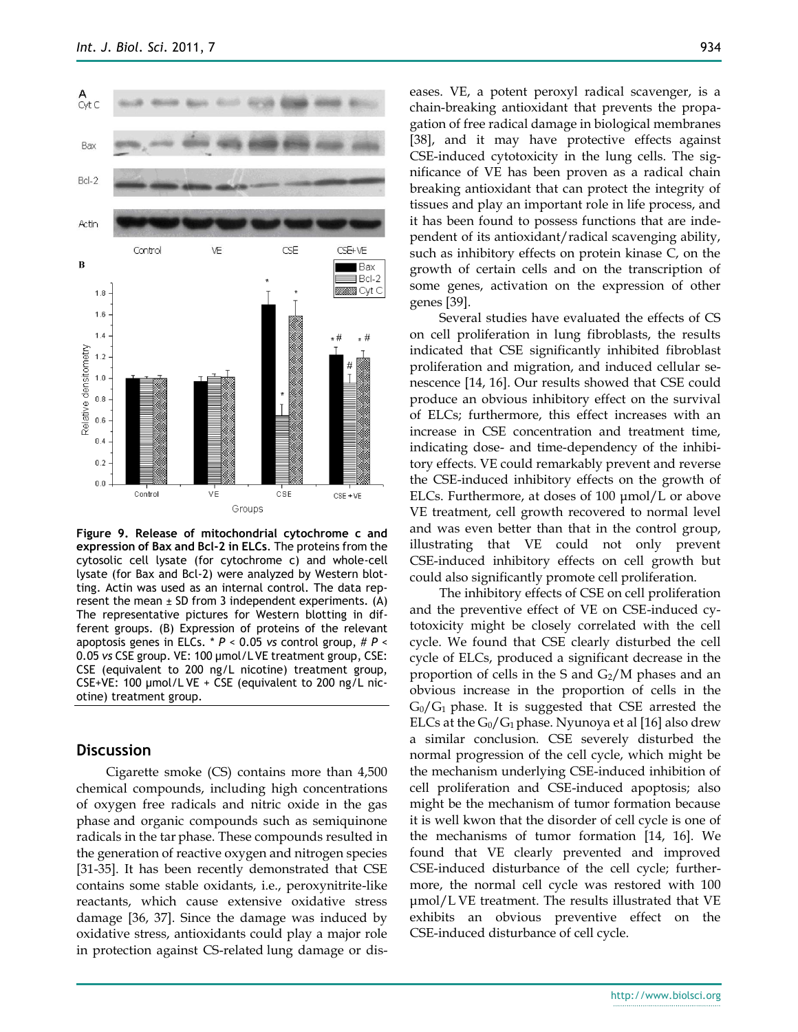**Figure 9. Release of mitochondrial cytochrome c and expression of Bax and Bcl-2 in ELCs.** The proteins from the cytosolic cell lysate (for cytochrome c) and whole-cell lysate (for Bax and Bcl-2) were analyzed by Western blotting. Actin was used as an internal control. The data represent the mean ± SD from 3 independent experiments. (A) The representative pictures for Western blotting in different groups. (B) Expression of proteins of the relevant apoptosis genes in ELCs. * $P$ < 0.05 *vs* control group, # $P$ < 0.05 *vs* CSE group. VE: 100 μmol/L VE treatment group, CSE: CSE (equivalent to 200 ng/L nicotine) treatment group, CSE+VE: 100 μmol/L VE + CSE (equivalent to 200 ng/L nicotine) treatment group.

## Discussion

Cigarette smoke (CS) contains more than 4,500 chemical compounds, including high concentrations of oxygen free radicals and nitric oxide in the gas phase and organic compounds such as semiquinone radicals in the tar phase. These compounds resulted in the generation of reactive oxygen and nitrogen species [31-35]. It has been recently demonstrated that CSE contains some stable oxidants, i.e., peroxynitrite-like reactants, which cause extensive oxidative stress damage [36, 37]. Since the damage was induced by oxidative stress, antioxidants could play a major role in protection against CS-related lung damage or diseases. VE, a potent peroxyl radical scavenger, is a chain-breaking antioxidant that prevents the propagation of free radical damage in biological membranes [38], and it may have protective effects against CSE-induced cytotoxicity in the lung cells. The significance of VE has been proven as a radical chain breaking antioxidant that can protect the integrity of tissues and play an important role in life process, and it has been found to possess functions that are independent of its antioxidant/radical scavenging ability, such as inhibitory effects on protein kinase C, on the growth of certain cells and on the transcription of some genes, activation on the expression of other genes [39].

Several studies have evaluated the effects of CS on cell proliferation in lung fibroblasts, the results indicated that CSE significantly inhibited fibroblast proliferation and migration, and induced cellular senescence [14, 16]. Our results showed that CSE could produce an obvious inhibitory effect on the survival of ELCs; furthermore, this effect increases with an increase in CSE concentration and treatment time, indicating dose- and time-dependency of the inhibitory effects. VE could remarkably prevent and reverse the CSE-induced inhibitory effects on the growth of ELCs. Furthermore, at doses of 100 μmol/L or above VE treatment, cell growth recovered to normal level and was even better than that in the control group, illustrating that VE could not only prevent CSE-induced inhibitory effects on cell growth but could also significantly promote cell proliferation.

The inhibitory effects of CSE on cell proliferation and the preventive effect of VE on CSE-induced cytotoxicity might be closely correlated with the cell cycle. We found that CSE clearly disturbed the cell cycle of ELCs, produced a significant decrease in the proportion of cells in the S and $G_2$/M phases and an obvious increase in the proportion of cells in the $G_0$/$G_1$ phase. It is suggested that CSE arrested the ELCs at the $G_0$/$G_1$ phase. Nyunoya et al [16] also drew a similar conclusion. CSE severely disturbed the normal progression of the cell cycle, which might be the mechanism underlying CSE-induced inhibition of cell proliferation and CSE-induced apoptosis; also might be the mechanism of tumor formation because it is well kwon that the disorder of cell cycle is one of the mechanisms of tumor formation [14, 16]. We found that VE clearly prevented and improved CSE-induced disturbance of the cell cycle; furthermore, the normal cell cycle was restored with 100 μmol/L VE treatment. The results illustrated that VE exhibits an obvious preventive effect on the CSE-induced disturbance of cell cycle.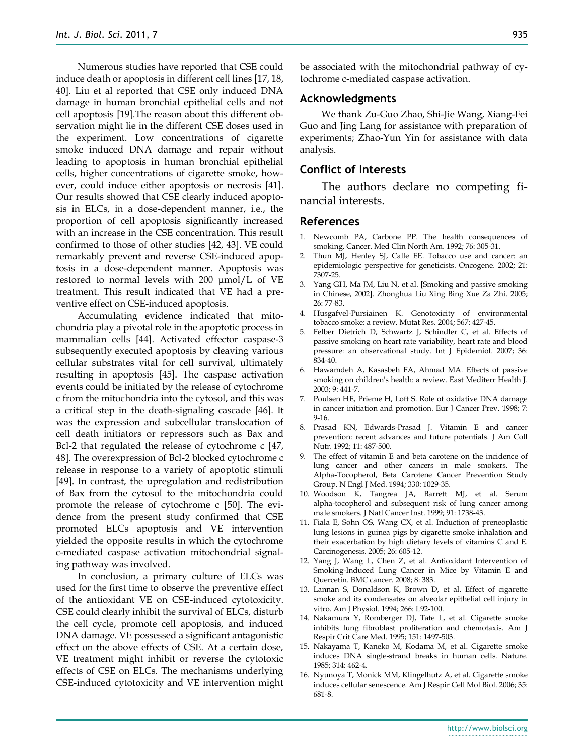Numerous studies have reported that CSE could induce death or apoptosis in different cell lines [17, 18, 40]. Liu et al reported that CSE only induced DNA damage in human bronchial epithelial cells and not cell apoptosis [19].The reason about this different observation might lie in the different CSE doses used in the experiment. Low concentrations of cigarette smoke induced DNA damage and repair without leading to apoptosis in human bronchial epithelial cells, higher concentrations of cigarette smoke, however, could induce either apoptosis or necrosis [41]. Our results showed that CSE clearly induced apoptosis in ELCs, in a dose-dependent manner, i.e., the proportion of cell apoptosis significantly increased with an increase in the CSE concentration. This result confirmed to those of other studies [42, 43]. VE could remarkably prevent and reverse CSE-induced apoptosis in a dose-dependent manner. Apoptosis was restored to normal levels with 200 μmol/L of VE treatment. This result indicated that VE had a preventive effect on CSE-induced apoptosis.

Accumulating evidence indicated that mitochondria play a pivotal role in the apoptotic process in mammalian cells [44]. Activated effector caspase-3 subsequently executed apoptosis by cleaving various cellular substrates vital for cell survival, ultimately resulting in apoptosis [45]. The caspase activation events could be initiated by the release of cytochrome c from the mitochondria into the cytosol, and this was a critical step in the death-signaling cascade [46]. It was the expression and subcellular translocation of cell death initiators or repressors such as Bax and Bcl-2 that regulated the release of cytochrome c [47, 48]. The overexpression of Bcl-2 blocked cytochrome c release in response to a variety of apoptotic stimuli [49]. In contrast, the upregulation and redistribution of Bax from the cytosol to the mitochondria could promote the release of cytochrome c [50]. The evidence from the present study confirmed that CSE promoted ELCs apoptosis and VE intervention yielded the opposite results in which the cytochrome c-mediated caspase activation mitochondrial signaling pathway was involved.

In conclusion, a primary culture of ELCs was used for the first time to observe the preventive effect of the antioxidant VE on CSE-induced cytotoxicity. CSE could clearly inhibit the survival of ELCs, disturb the cell cycle, promote cell apoptosis, and induced DNA damage. VE possessed a significant antagonistic effect on the above effects of CSE. At a certain dose, VE treatment might inhibit or reverse the cytotoxic effects of CSE on ELCs. The mechanisms underlying CSE-induced cytotoxicity and VE intervention might be associated with the mitochondrial pathway of cytochrome c-mediated caspase activation.

## Acknowledgments

We thank Zu-Guo Zhao, Shi-Jie Wang, Xiang-Fei Guo and Jing Lang for assistance with preparation of experiments; Zhao-Yun Yin for assistance with data analysis.

## Conflict of Interests

The authors declare no competing financial interests.

## References

1. Newcomb PA, Carbone PP. The health consequences of smoking. Cancer. Med Clin North Am. 1992; 76: 305-31.
2. Thun MJ, Henley SJ, Calle EE. Tobacco use and cancer: an epidemiologic perspective for geneticists. Oncogene. 2002; 21: 7307-25.
3. Yang GH, Ma JM, Liu N, et al. [Smoking and passive smoking in Chinese, 2002]. Zhonghua Liu Xing Bing Xue Za Zhi. 2005; 26: 77-83.
4. Husgafvel-Pursiainen K. Genotoxicity of environmental tobacco smoke: a review. Mutat Res. 2004; 567: 427-45.
5. Felber Dietrich D, Schwartz J, Schindler C, et al. Effects of passive smoking on heart rate variability, heart rate and blood pressure: an observational study. Int J Epidemiol. 2007; 36: 834-40.
6. Hawamdeh A, Kasasbeh FA, Ahmad MA. Effects of passive smoking on children's health: a review. East Mediterr Health J. 2003; 9: 441-7.
7. Poulsen HE, Prieme H, Loft S. Role of oxidative DNA damage in cancer initiation and promotion. Eur J Cancer Prev. 1998; 7: 9-16.
8. Prasad KN, Edwards-Prasad J. Vitamin E and cancer prevention: recent advances and future potentials. J Am Coll Nutr. 1992; 11: 487-500.
9. The effect of vitamin E and beta carotene on the incidence of lung cancer and other cancers in male smokers. The Alpha-Tocopherol, Beta Carotene Cancer Prevention Study Group. N Engl J Med. 1994; 330: 1029-35.
10. Woodson K, Tangrea JA, Barrett MJ, et al. Serum alpha-tocopherol and subsequent risk of lung cancer among male smokers. J Natl Cancer Inst. 1999; 91: 1738-43.
11. Fiala E, Sohn OS, Wang CX, et al. Induction of preneoplastic lung lesions in guinea pigs by cigarette smoke inhalation and their exacerbation by high dietary levels of vitamins C and E. Carcinogenesis. 2005; 26: 605-12.
12. Yang J, Wang L, Chen Z, et al. Antioxidant Intervention of Smoking-Induced Lung Cancer in Mice by Vitamin E and Quercetin. BMC cancer. 2008; 8: 383.
13. Lannan S, Donaldson K, Brown D, et al. Effect of cigarette smoke and its condensates on alveolar epithelial cell injury in vitro. Am J Physiol. 1994; 266: L92-100.
14. Nakamura Y, Romberger DJ, Tate L, et al. Cigarette smoke inhibits lung fibroblast proliferation and chemotaxis. Am J Respir Crit Care Med. 1995; 151: 1497-503.
15. Nakayama T, Kaneko M, Kodama M, et al. Cigarette smoke induces DNA single-strand breaks in human cells. Nature. 1985; 314: 462-4.
16. Nyunoya T, Monick MM, Klingelhutz A, et al. Cigarette smoke induces cellular senescence. Am J Respir Cell Mol Biol. 2006; 35: 681-8.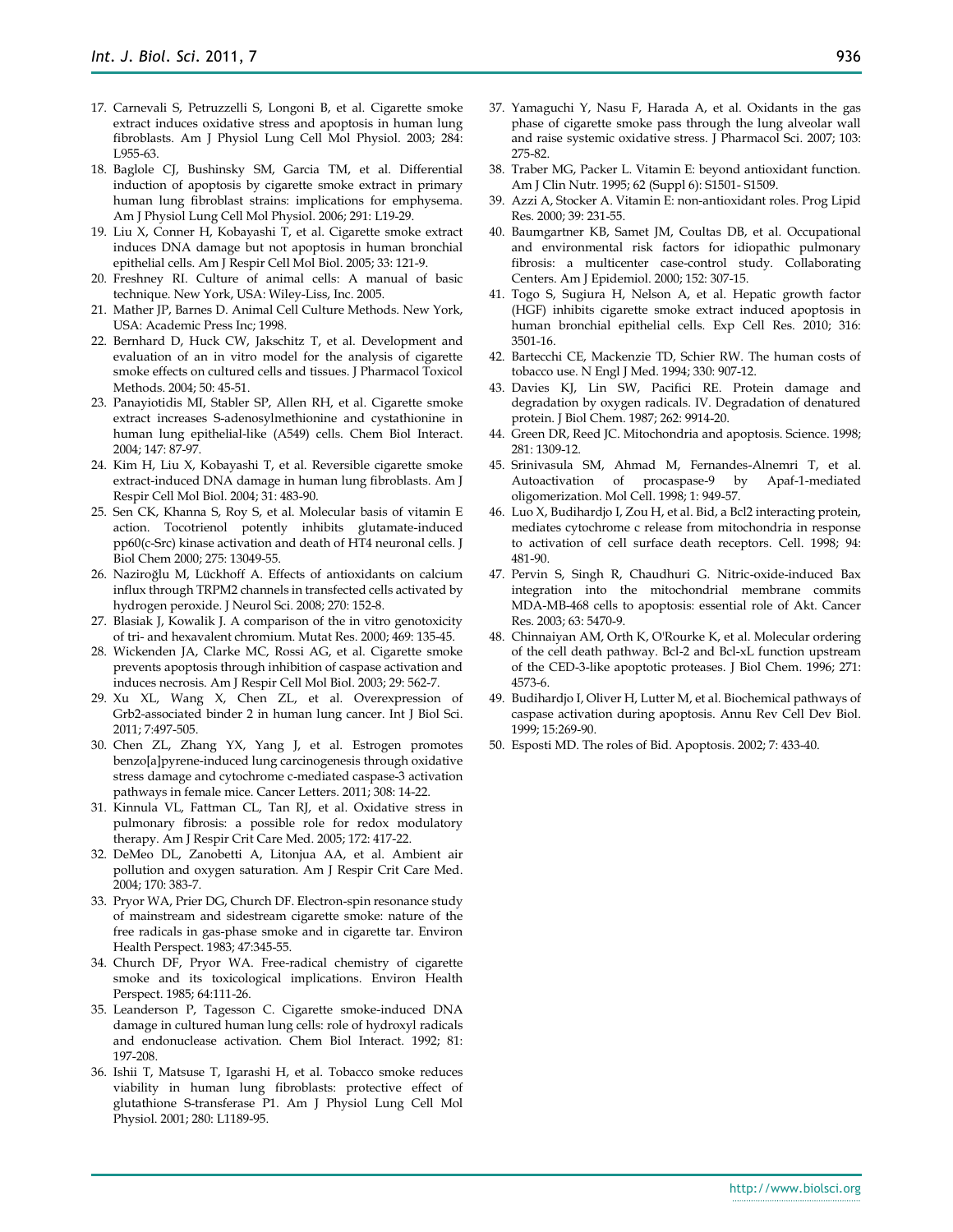17. Carnevali S, Petruzzelli S, Longoni B, et al. Cigarette smoke extract induces oxidative stress and apoptosis in human lung fibroblasts. Am J Physiol Lung Cell Mol Physiol. 2003; 284: L955-63.
18. Baglole CJ, Bushinsky SM, Garcia TM, et al. Differential induction of apoptosis by cigarette smoke extract in primary human lung fibroblast strains: implications for emphysema. Am J Physiol Lung Cell Mol Physiol. 2006; 291: L19-29.
19. Liu X, Conner H, Kobayashi T, et al. Cigarette smoke extract induces DNA damage but not apoptosis in human bronchial epithelial cells. Am J Respir Cell Mol Biol. 2005; 33: 121-9.
20. Freshney RI. Culture of animal cells: A manual of basic technique. New York, USA: Wiley-Liss, Inc. 2005.
21. Mather JP, Barnes D. Animal Cell Culture Methods. New York, USA: Academic Press Inc; 1998.
22. Bernhard D, Huck CW, Jakschitz T, et al. Development and evaluation of an in vitro model for the analysis of cigarette smoke effects on cultured cells and tissues. J Pharmacol Toxicol Methods. 2004; 50: 45-51.
23. Panayiotidis MI, Stabler SP, Allen RH, et al. Cigarette smoke extract increases S-adenosylmethionine and cystathionine in human lung epithelial-like (A549) cells. Chem Biol Interact. 2004; 147: 87-97.
24. Kim H, Liu X, Kobayashi T, et al. Reversible cigarette smoke extract-induced DNA damage in human lung fibroblasts. Am J Respir Cell Mol Biol. 2004; 31: 483-90.
25. Sen CK, Khanna S, Roy S, et al. Molecular basis of vitamin E action. Tocotrienol potently inhibits glutamate-induced pp60(c-Src) kinase activation and death of HT4 neuronal cells. J Biol Chem 2000; 275: 13049-55.
26. Naziroğlu M, Lückhoff A. Effects of antioxidants on calcium influx through TRPM2 channels in transfected cells activated by hydrogen peroxide. J Neurol Sci. 2008; 270: 152-8.
27. Blasiak J, Kowalik J. A comparison of the in vitro genotoxicity of tri- and hexavalent chromium. Mutat Res. 2000; 469: 135-45.
28. Wickenden JA, Clarke MC, Rossi AG, et al. Cigarette smoke prevents apoptosis through inhibition of caspase activation and induces necrosis. Am J Respir Cell Mol Biol. 2003; 29: 562-7.
29. Xu XL, Wang X, Chen ZL, et al. Overexpression of Grb2-associated binder 2 in human lung cancer. Int J Biol Sci. 2011; 7:497-505.
30. Chen ZL, Zhang YX, Yang J, et al. Estrogen promotes benzo[a]pyrene-induced lung carcinogenesis through oxidative stress damage and cytochrome c-mediated caspase-3 activation pathways in female mice. Cancer Letters. 2011; 308: 14-22.
31. Kinnula VL, Fattman CL, Tan RJ, et al. Oxidative stress in pulmonary fibrosis: a possible role for redox modulatory therapy. Am J Respir Crit Care Med. 2005; 172: 417-22.
32. DeMeo DL, Zanobetti A, Litonjua AA, et al. Ambient air pollution and oxygen saturation. Am J Respir Crit Care Med. 2004; 170: 383-7.
33. Pryor WA, Prier DG, Church DF. Electron-spin resonance study of mainstream and sidestream cigarette smoke: nature of the free radicals in gas-phase smoke and in cigarette tar. Environ Health Perspect. 1983; 47:345-55.
34. Church DF, Pryor WA. Free-radical chemistry of cigarette smoke and its toxicological implications. Environ Health Perspect. 1985; 64:111-26.
35. Leanderson P, Tagesson C. Cigarette smoke-induced DNA damage in cultured human lung cells: role of hydroxyl radicals and endonuclease activation. Chem Biol Interact. 1992; 81: 197-208.
36. Ishii T, Matsuse T, Igarashi H, et al. Tobacco smoke reduces viability in human lung fibroblasts: protective effect of glutathione S-transferase P1. Am J Physiol Lung Cell Mol Physiol. 2001; 280: L1189-95.
37. Yamaguchi Y, Nasu F, Harada A, et al. Oxidants in the gas phase of cigarette smoke pass through the lung alveolar wall and raise systemic oxidative stress. J Pharmacol Sci. 2007; 103: 275-82.
38. Traber MG, Packer L. Vitamin E: beyond antioxidant function. Am J Clin Nutr. 1995; 62 (Suppl 6): S1501- S1509.
39. Azzi A, Stocker A. Vitamin E: non-antioxidant roles. Prog Lipid Res. 2000; 39: 231-55.
40. Baumgartner KB, Samet JM, Coultas DB, et al. Occupational and environmental risk factors for idiopathic pulmonary fibrosis: a multicenter case-control study. Collaborating Centers. Am J Epidemiol. 2000; 152: 307-15.
41. Togo S, Sugiura H, Nelson A, et al. Hepatic growth factor (HGF) inhibits cigarette smoke extract induced apoptosis in human bronchial epithelial cells. Exp Cell Res. 2010; 316: 3501-16.
42. Bartecchi CE, Mackenzie TD, Schier RW. The human costs of tobacco use. N Engl J Med. 1994; 330: 907-12.
43. Davies KJ, Lin SW, Pacifici RE. Protein damage and degradation by oxygen radicals. IV. Degradation of denatured protein. J Biol Chem. 1987; 262: 9914-20.
44. Green DR, Reed JC. Mitochondria and apoptosis. Science. 1998; 281: 1309-12.
45. Srinivasula SM, Ahmad M, Fernandes-Alnemri T, et al. Autoactivation of procaspase-9 by Apaf-1-mediated oligomerization. Mol Cell. 1998; 1: 949-57.
46. Luo X, Budihardjo I, Zou H, et al. Bid, a Bcl2 interacting protein, mediates cytochrome c release from mitochondria in response to activation of cell surface death receptors. Cell. 1998; 94: 481-90.
47. Pervin S, Singh R, Chaudhuri G. Nitric-oxide-induced Bax integration into the mitochondrial membrane commits MDA-MB-468 cells to apoptosis: essential role of Akt. Cancer Res. 2003; 63: 5470-9.
48. Chinnaiyan AM, Orth K, O'Rourke K, et al. Molecular ordering of the cell death pathway. Bcl-2 and Bcl-xL function upstream of the CED-3-like apoptotic proteases. J Biol Chem. 1996; 271: 4573-6.
49. Budihardjo I, Oliver H, Lutter M, et al. Biochemical pathways of caspase activation during apoptosis. Annu Rev Cell Dev Biol. 1999; 15:269-90.
50. Esposti MD. The roles of Bid. Apoptosis. 2002; 7: 433-40.